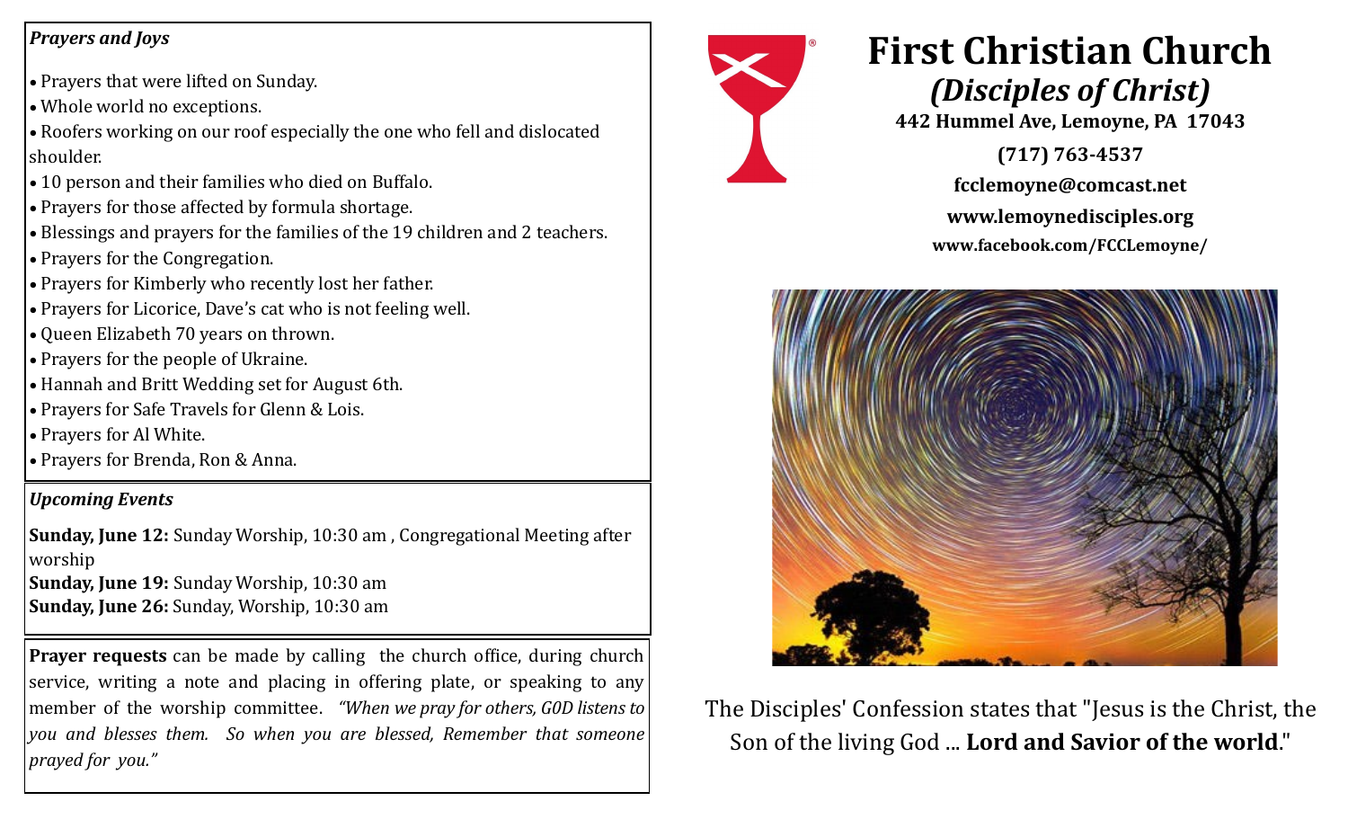***Prayers and Joys***

- Prayers that were lifted on Sunday.
- Whole world no exceptions.
- Roofers working on our roof especially the one who fell and dislocated shoulder.
- 10 person and their families who died on Buffalo.
- Prayers for those affected by formula shortage.
- Blessings and prayers for the families of the 19 children and 2 teachers.
- Prayers for the Congregation.
- Prayers for Kimberly who recently lost her father.
- Prayers for Licorice, Dave's cat who is not feeling well.
- Queen Elizabeth 70 years on thrown.
- Prayers for the people of Ukraine.
- Hannah and Britt Wedding set for August 6th.
- Prayers for Safe Travels for Glenn & Lois.
- Prayers for Al White.
- Prayers for Brenda, Ron & Anna.

***Upcoming Events***

**Sunday, June 12:** Sunday Worship, 10:30 am , Congregational Meeting after worship
**Sunday, June 19:** Sunday Worship, 10:30 am
**Sunday, June 26:** Sunday, Worship, 10:30 am

**Prayer requests** can be made by calling the church office, during church service, writing a note and placing in offering plate, or speaking to any member of the worship committee. *"When we pray for others, G0D listens to you and blesses them. So when you are blessed, Remember that someone prayed for you."*

# First Christian Church
## *(Disciples of Christ)*

**442 Hummel Ave, Lemoyne, PA 17043**

**(717) 763-4537**

**fcclemoyne@comcast.net**

**www.lemoynedisciples.org**

**www.facebook.com/FCCLemoyne/**

The Disciples' Confession states that "Jesus is the Christ, the Son of the living God ... **Lord and Savior of the world**."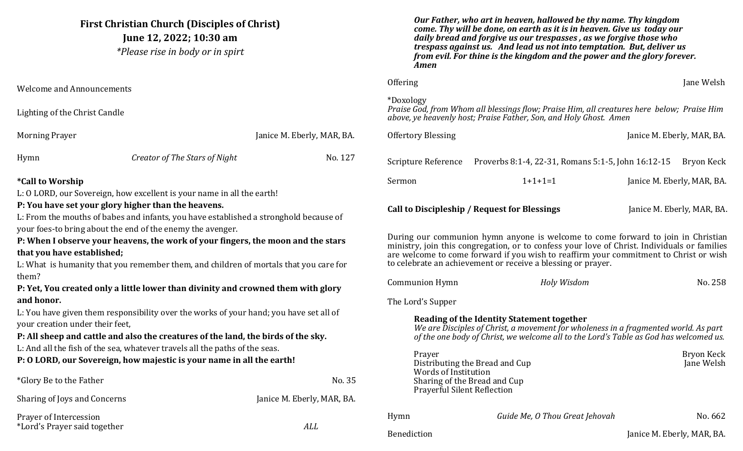## First Christian Church (Disciples of Christ)
## June 12, 2022; 10:30 am
*\*Please rise in body or in spirt*

Welcome and Announcements

Lighting of the Christ Candle

Morning Prayer — Janice M. Eberly, MAR, BA.

Hymn — *Creator of The Stars of Night* — No. 127

**\*Call to Worship**

L: O LORD, our Sovereign, how excellent is your name in all the earth!

**P: You have set your glory higher than the heavens.**

L: From the mouths of babes and infants, you have established a stronghold because of your foes-to bring about the end of the enemy the avenger.

**P: When I observe your heavens, the work of your fingers, the moon and the stars that you have established;**

L: What is humanity that you remember them, and children of mortals that you care for them?

**P: Yet, You created only a little lower than divinity and crowned them with glory and honor.**

L: You have given them responsibility over the works of your hand; you have set all of your creation under their feet,

**P: All sheep and cattle and also the creatures of the land, the birds of the sky.**

L: And all the fish of the sea, whatever travels all the paths of the seas.

**P: O LORD, our Sovereign, how majestic is your name in all the earth!**

\*Glory Be to the Father — No. 35

Sharing of Joys and Concerns — Janice M. Eberly, MAR, BA.

Prayer of Intercession

\*Lord's Prayer said together — *ALL*

***Our Father, who art in heaven, hallowed be thy name. Thy kingdom come. Thy will be done, on earth as it is in heaven. Give us today our daily bread and forgive us our trespasses , as we forgive those who trespass against us. And lead us not into temptation. But, deliver us from evil. For thine is the kingdom and the power and the glory forever. Amen***

Offering — Jane Welsh

\*Doxology

*Praise God, from Whom all blessings flow; Praise Him, all creatures here below; Praise Him above, ye heavenly host; Praise Father, Son, and Holy Ghost. Amen*

Offertory Blessing — Janice M. Eberly, MAR, BA.

Scripture Reference — Proverbs 8:1-4, 22-31, Romans 5:1-5, John 16:12-15 — Bryon Keck

Sermon — 1+1+1=1 — Janice M. Eberly, MAR, BA.

**Call to Discipleship / Request for Blessings** — Janice M. Eberly, MAR, BA.

During our communion hymn anyone is welcome to come forward to join in Christian ministry, join this congregation, or to confess your love of Christ. Individuals or families are welcome to come forward if you wish to reaffirm your commitment to Christ or wish to celebrate an achievement or receive a blessing or prayer.

Communion Hymn — *Holy Wisdom* — No. 258

The Lord's Supper

**Reading of the Identity Statement together**

*We are Disciples of Christ, a movement for wholeness in a fragmented world. As part of the one body of Christ, we welcome all to the Lord's Table as God has welcomed us.*

Prayer — Bryon Keck

Distributing the Bread and Cup — Jane Welsh

Words of Institution

Sharing of the Bread and Cup

Prayerful Silent Reflection

Hymn — *Guide Me, O Thou Great Jehovah* — No. 662

Benediction — Janice M. Eberly, MAR, BA.